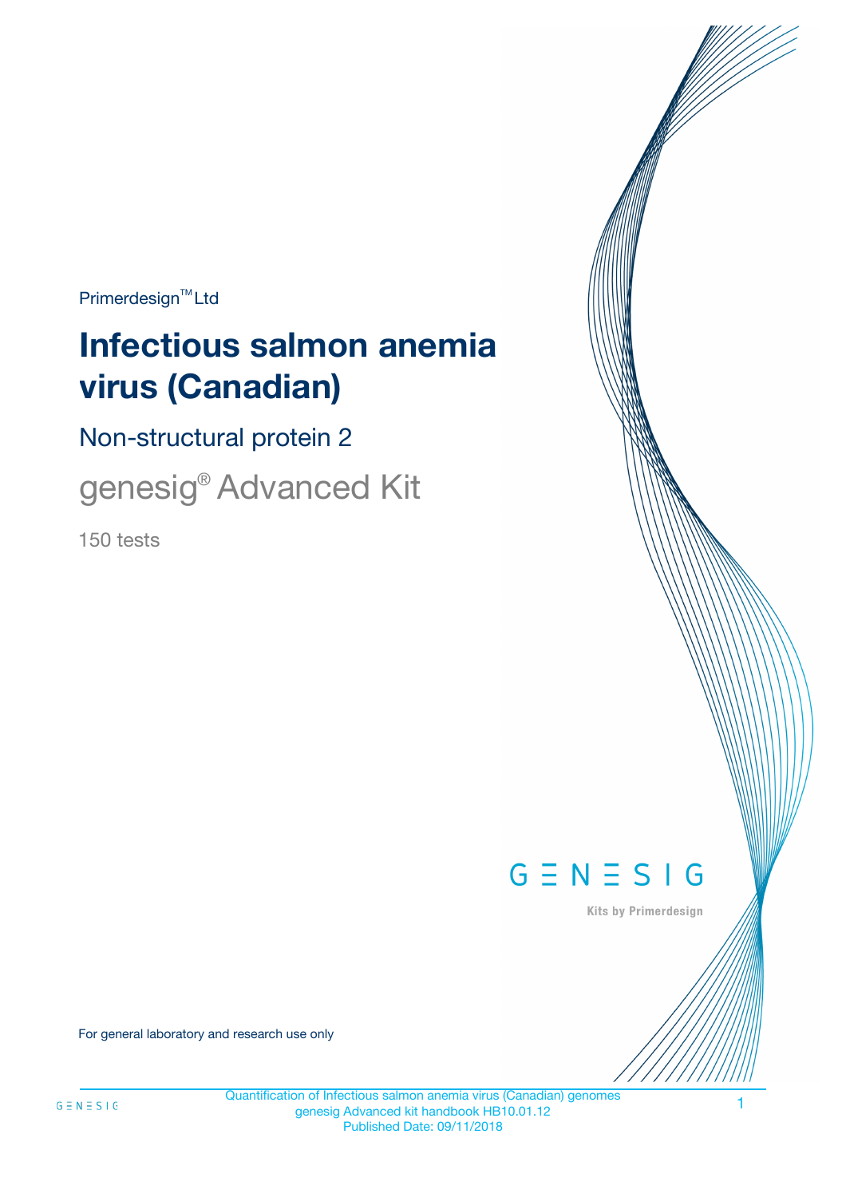Primerdesign™ Ltd

# Infectious salmon anemia virus (Canadian)

## Non-structural protein 2

## genesig® Advanced Kit

150 tests

GENESIG

Kits by Primerdesign

For general laboratory and research use only

Quantification of Infectious salmon anemia virus (Canadian) genomes
genesig Advanced kit handbook HB10.01.12
Published Date: 09/11/2018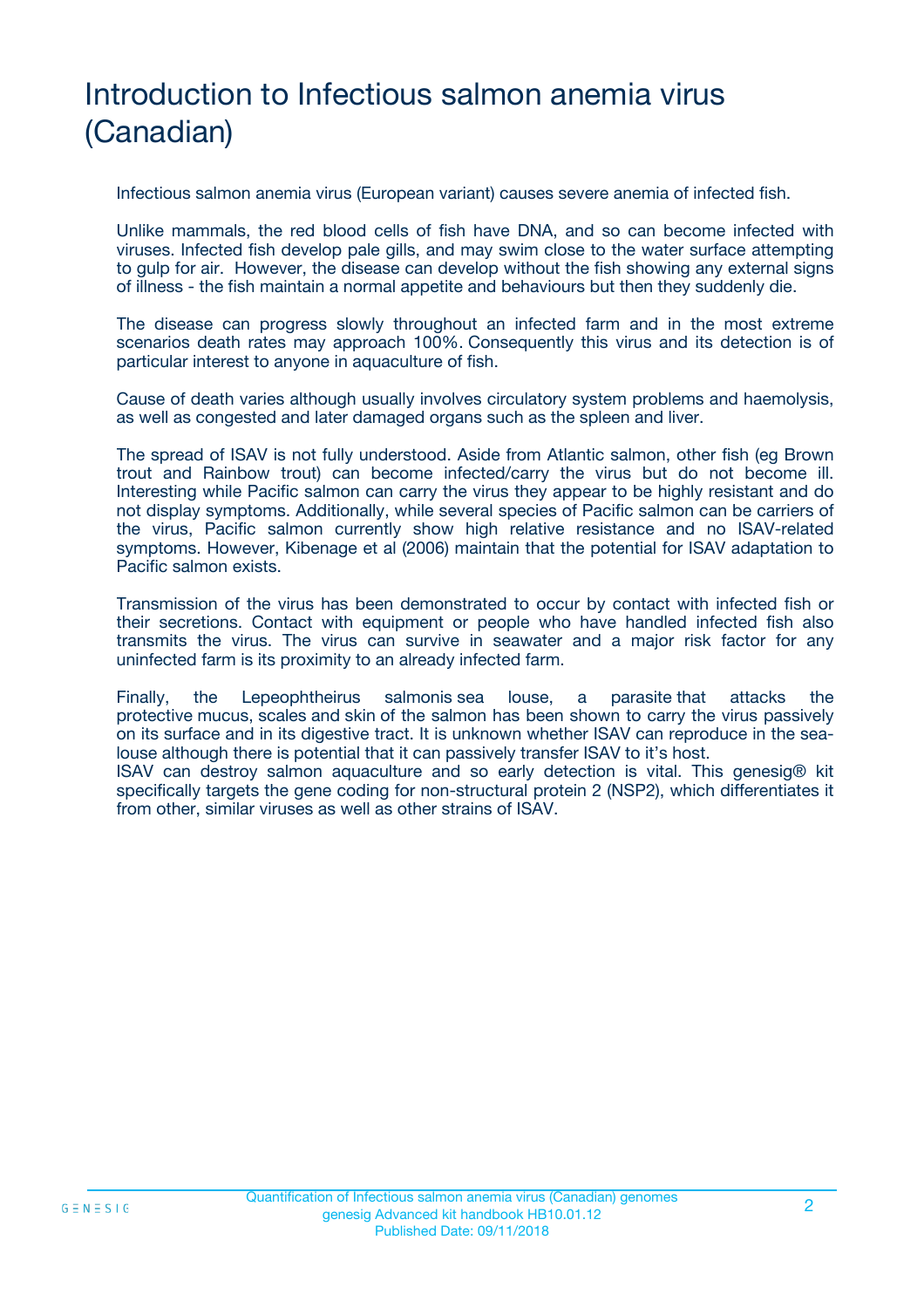# Introduction to Infectious salmon anemia virus (Canadian)

Infectious salmon anemia virus (European variant) causes severe anemia of infected fish.

Unlike mammals, the red blood cells of fish have DNA, and so can become infected with viruses. Infected fish develop pale gills, and may swim close to the water surface attempting to gulp for air. However, the disease can develop without the fish showing any external signs of illness - the fish maintain a normal appetite and behaviours but then they suddenly die.

The disease can progress slowly throughout an infected farm and in the most extreme scenarios death rates may approach 100%. Consequently this virus and its detection is of particular interest to anyone in aquaculture of fish.

Cause of death varies although usually involves circulatory system problems and haemolysis, as well as congested and later damaged organs such as the spleen and liver.

The spread of ISAV is not fully understood. Aside from Atlantic salmon, other fish (eg Brown trout and Rainbow trout) can become infected/carry the virus but do not become ill. Interesting while Pacific salmon can carry the virus they appear to be highly resistant and do not display symptoms. Additionally, while several species of Pacific salmon can be carriers of the virus, Pacific salmon currently show high relative resistance and no ISAV-related symptoms. However, Kibenage et al (2006) maintain that the potential for ISAV adaptation to Pacific salmon exists.

Transmission of the virus has been demonstrated to occur by contact with infected fish or their secretions. Contact with equipment or people who have handled infected fish also transmits the virus. The virus can survive in seawater and a major risk factor for any uninfected farm is its proximity to an already infected farm.

Finally, the Lepeophtheirus salmonis sea louse, a parasite that attacks the protective mucus, scales and skin of the salmon has been shown to carry the virus passively on its surface and in its digestive tract. It is unknown whether ISAV can reproduce in the sea-louse although there is potential that it can passively transfer ISAV to it's host.

ISAV can destroy salmon aquaculture and so early detection is vital. This genesig® kit specifically targets the gene coding for non-structural protein 2 (NSP2), which differentiates it from other, similar viruses as well as other strains of ISAV.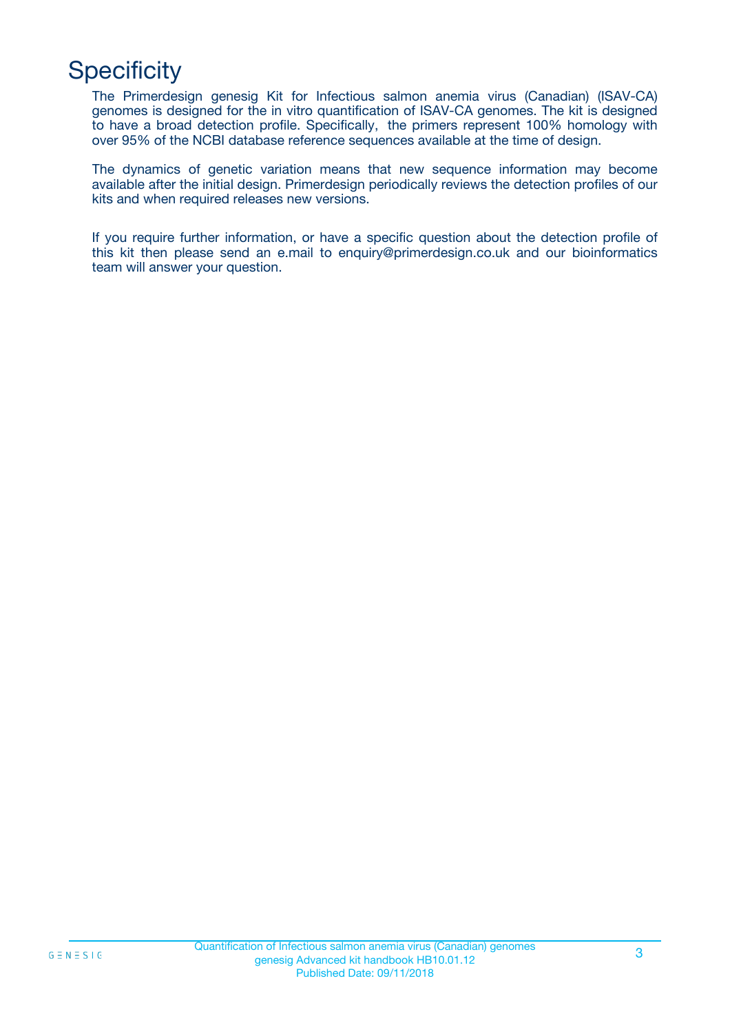# Specificity

The Primerdesign genesig Kit for Infectious salmon anemia virus (Canadian) (ISAV-CA) genomes is designed for the in vitro quantification of ISAV-CA genomes. The kit is designed to have a broad detection profile. Specifically, the primers represent 100% homology with over 95% of the NCBI database reference sequences available at the time of design.

The dynamics of genetic variation means that new sequence information may become available after the initial design. Primerdesign periodically reviews the detection profiles of our kits and when required releases new versions.

If you require further information, or have a specific question about the detection profile of this kit then please send an e.mail to enquiry@primerdesign.co.uk and our bioinformatics team will answer your question.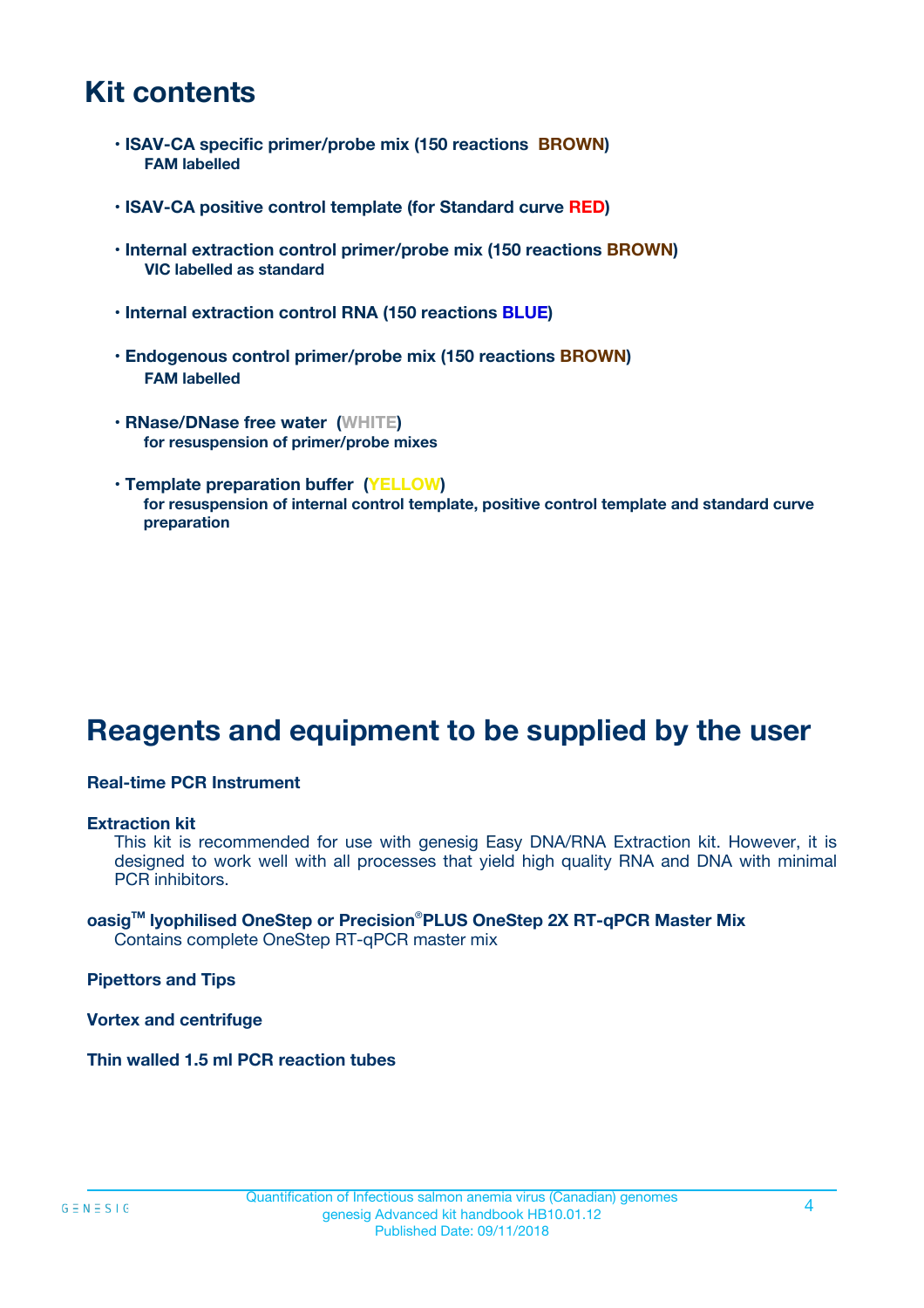# Kit contents

- **ISAV-CA specific primer/probe mix (150 reactions BROWN)**
  **FAM labelled**

- **ISAV-CA positive control template (for Standard curve RED)**

- **Internal extraction control primer/probe mix (150 reactions BROWN)**
  **VIC labelled as standard**

- **Internal extraction control RNA (150 reactions BLUE)**

- **Endogenous control primer/probe mix (150 reactions BROWN)**
  **FAM labelled**

- **RNase/DNase free water (WHITE)**
  **for resuspension of primer/probe mixes**

- **Template preparation buffer (YELLOW)**
  **for resuspension of internal control template, positive control template and standard curve preparation**

# Reagents and equipment to be supplied by the user

**Real-time PCR Instrument**

**Extraction kit**
This kit is recommended for use with genesig Easy DNA/RNA Extraction kit. However, it is designed to work well with all processes that yield high quality RNA and DNA with minimal PCR inhibitors.

**oasig™ lyophilised OneStep or Precision®PLUS OneStep 2X RT-qPCR Master Mix**
Contains complete OneStep RT-qPCR master mix

**Pipettors and Tips**

**Vortex and centrifuge**

**Thin walled 1.5 ml PCR reaction tubes**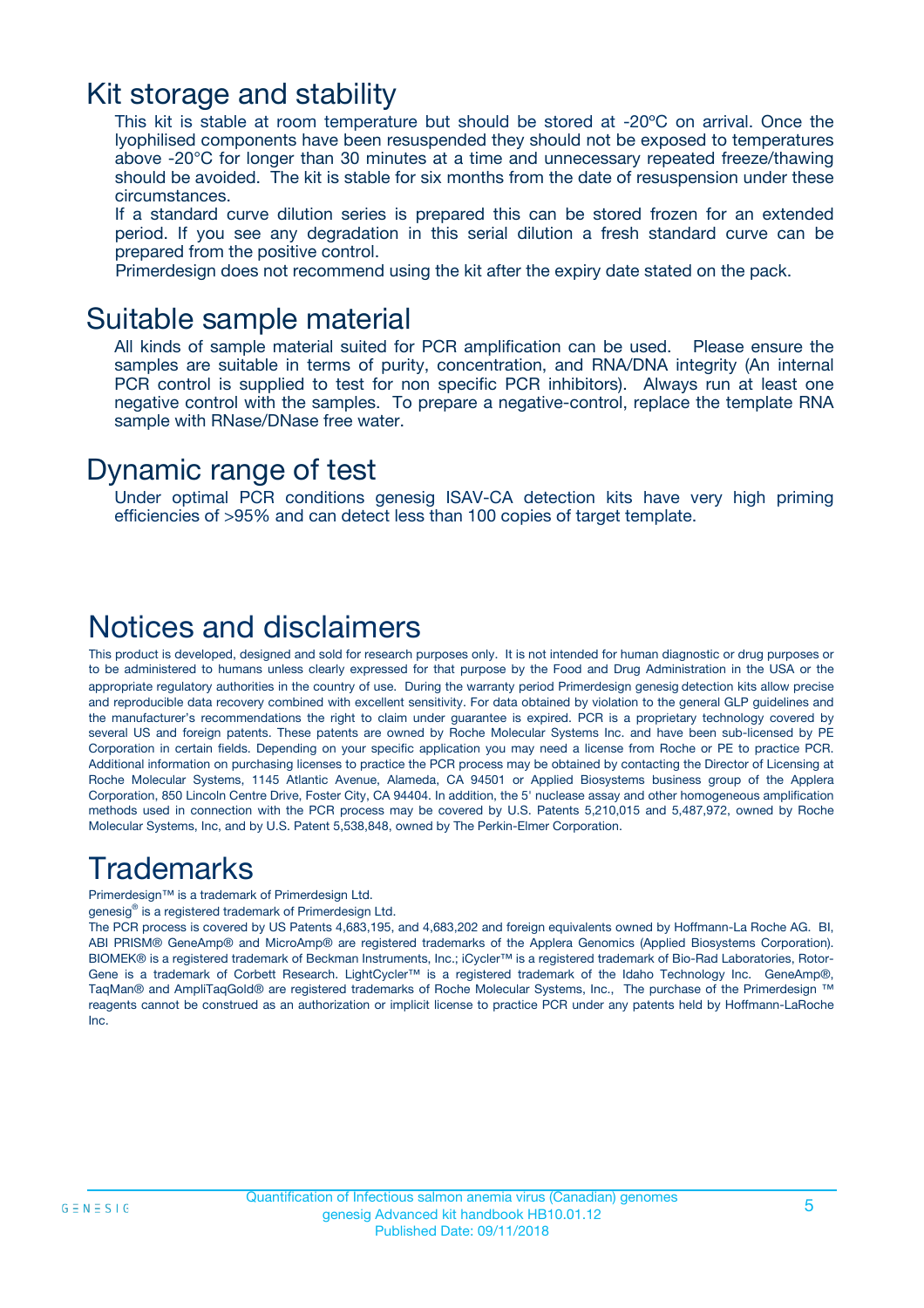## Kit storage and stability

This kit is stable at room temperature but should be stored at -20ºC on arrival. Once the lyophilised components have been resuspended they should not be exposed to temperatures above -20°C for longer than 30 minutes at a time and unnecessary repeated freeze/thawing should be avoided. The kit is stable for six months from the date of resuspension under these circumstances.

If a standard curve dilution series is prepared this can be stored frozen for an extended period. If you see any degradation in this serial dilution a fresh standard curve can be prepared from the positive control.

Primerdesign does not recommend using the kit after the expiry date stated on the pack.

## Suitable sample material

All kinds of sample material suited for PCR amplification can be used. Please ensure the samples are suitable in terms of purity, concentration, and RNA/DNA integrity (An internal PCR control is supplied to test for non specific PCR inhibitors). Always run at least one negative control with the samples. To prepare a negative-control, replace the template RNA sample with RNase/DNase free water.

## Dynamic range of test

Under optimal PCR conditions genesig ISAV-CA detection kits have very high priming efficiencies of >95% and can detect less than 100 copies of target template.

# Notices and disclaimers

This product is developed, designed and sold for research purposes only. It is not intended for human diagnostic or drug purposes or to be administered to humans unless clearly expressed for that purpose by the Food and Drug Administration in the USA or the appropriate regulatory authorities in the country of use. During the warranty period Primerdesign genesig detection kits allow precise and reproducible data recovery combined with excellent sensitivity. For data obtained by violation to the general GLP guidelines and the manufacturer's recommendations the right to claim under guarantee is expired. PCR is a proprietary technology covered by several US and foreign patents. These patents are owned by Roche Molecular Systems Inc. and have been sub-licensed by PE Corporation in certain fields. Depending on your specific application you may need a license from Roche or PE to practice PCR. Additional information on purchasing licenses to practice the PCR process may be obtained by contacting the Director of Licensing at Roche Molecular Systems, 1145 Atlantic Avenue, Alameda, CA 94501 or Applied Biosystems business group of the Applera Corporation, 850 Lincoln Centre Drive, Foster City, CA 94404. In addition, the 5' nuclease assay and other homogeneous amplification methods used in connection with the PCR process may be covered by U.S. Patents 5,210,015 and 5,487,972, owned by Roche Molecular Systems, Inc, and by U.S. Patent 5,538,848, owned by The Perkin-Elmer Corporation.

# Trademarks

Primerdesign™ is a trademark of Primerdesign Ltd.

genesig® is a registered trademark of Primerdesign Ltd.

The PCR process is covered by US Patents 4,683,195, and 4,683,202 and foreign equivalents owned by Hoffmann-La Roche AG. BI, ABI PRISM® GeneAmp® and MicroAmp® are registered trademarks of the Applera Genomics (Applied Biosystems Corporation). BIOMEK® is a registered trademark of Beckman Instruments, Inc.; iCycler™ is a registered trademark of Bio-Rad Laboratories, Rotor-Gene is a trademark of Corbett Research. LightCycler™ is a registered trademark of the Idaho Technology Inc. GeneAmp®, TaqMan® and AmpliTaqGold® are registered trademarks of Roche Molecular Systems, Inc., The purchase of the Primerdesign ™ reagents cannot be construed as an authorization or implicit license to practice PCR under any patents held by Hoffmann-LaRoche Inc.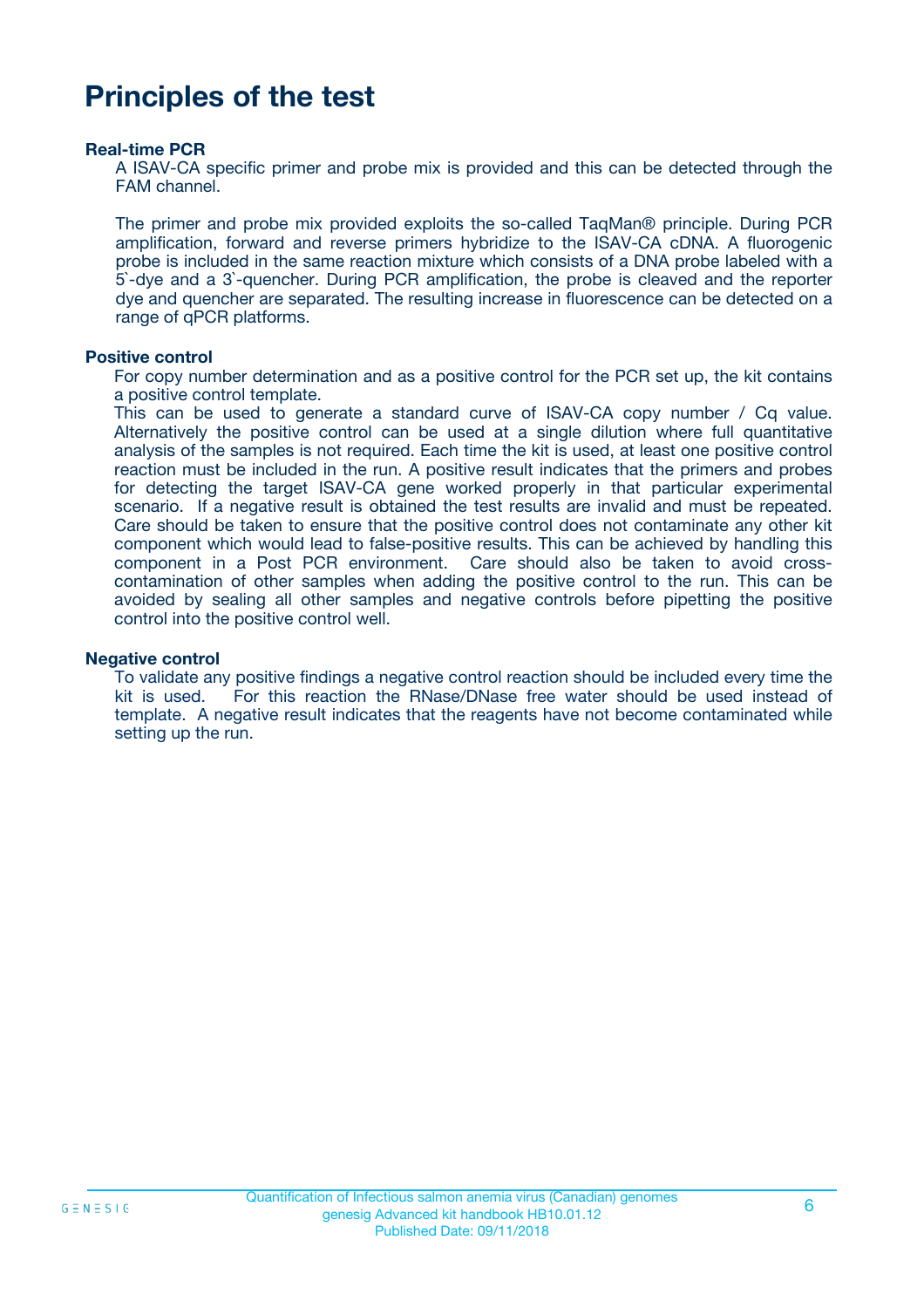# Principles of the test

**Real-time PCR**

A ISAV-CA specific primer and probe mix is provided and this can be detected through the FAM channel.

The primer and probe mix provided exploits the so-called TaqMan® principle. During PCR amplification, forward and reverse primers hybridize to the ISAV-CA cDNA. A fluorogenic probe is included in the same reaction mixture which consists of a DNA probe labeled with a 5`-dye and a 3`-quencher. During PCR amplification, the probe is cleaved and the reporter dye and quencher are separated. The resulting increase in fluorescence can be detected on a range of qPCR platforms.

**Positive control**

For copy number determination and as a positive control for the PCR set up, the kit contains a positive control template.
This can be used to generate a standard curve of ISAV-CA copy number / Cq value. Alternatively the positive control can be used at a single dilution where full quantitative analysis of the samples is not required. Each time the kit is used, at least one positive control reaction must be included in the run. A positive result indicates that the primers and probes for detecting the target ISAV-CA gene worked properly in that particular experimental scenario. If a negative result is obtained the test results are invalid and must be repeated. Care should be taken to ensure that the positive control does not contaminate any other kit component which would lead to false-positive results. This can be achieved by handling this component in a Post PCR environment. Care should also be taken to avoid cross-contamination of other samples when adding the positive control to the run. This can be avoided by sealing all other samples and negative controls before pipetting the positive control into the positive control well.

**Negative control**

To validate any positive findings a negative control reaction should be included every time the kit is used. For this reaction the RNase/DNase free water should be used instead of template. A negative result indicates that the reagents have not become contaminated while setting up the run.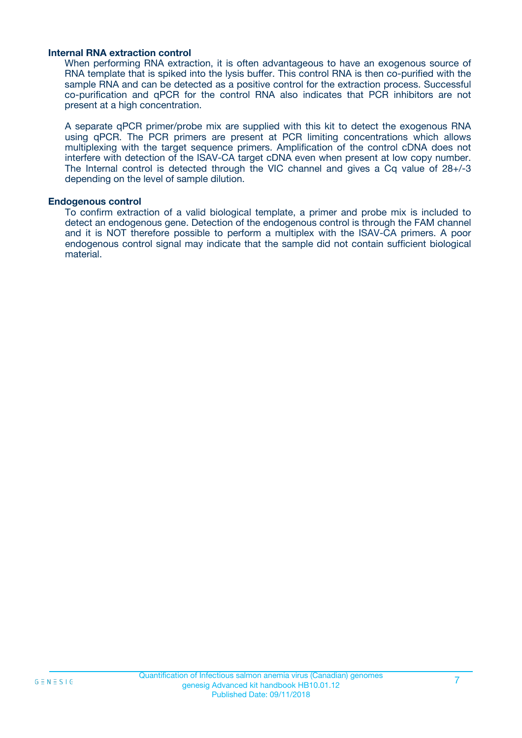### Internal RNA extraction control

When performing RNA extraction, it is often advantageous to have an exogenous source of RNA template that is spiked into the lysis buffer. This control RNA is then co-purified with the sample RNA and can be detected as a positive control for the extraction process. Successful co-purification and qPCR for the control RNA also indicates that PCR inhibitors are not present at a high concentration.

A separate qPCR primer/probe mix are supplied with this kit to detect the exogenous RNA using qPCR. The PCR primers are present at PCR limiting concentrations which allows multiplexing with the target sequence primers. Amplification of the control cDNA does not interfere with detection of the ISAV-CA target cDNA even when present at low copy number. The Internal control is detected through the VIC channel and gives a Cq value of 28+/-3 depending on the level of sample dilution.

### Endogenous control

To confirm extraction of a valid biological template, a primer and probe mix is included to detect an endogenous gene. Detection of the endogenous control is through the FAM channel and it is NOT therefore possible to perform a multiplex with the ISAV-CA primers. A poor endogenous control signal may indicate that the sample did not contain sufficient biological material.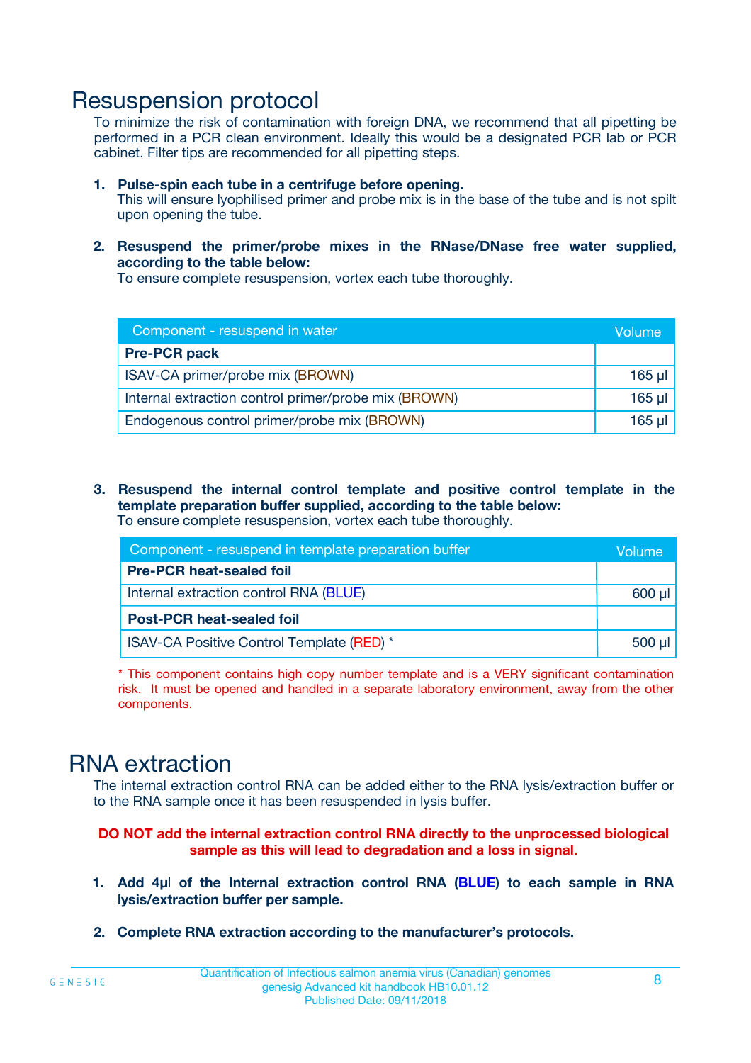# Resuspension protocol

To minimize the risk of contamination with foreign DNA, we recommend that all pipetting be performed in a PCR clean environment. Ideally this would be a designated PCR lab or PCR cabinet. Filter tips are recommended for all pipetting steps.

1. **Pulse-spin each tube in a centrifuge before opening.**
   This will ensure lyophilised primer and probe mix is in the base of the tube and is not spilt upon opening the tube.

2. **Resuspend the primer/probe mixes in the RNase/DNase free water supplied, according to the table below:**
   To ensure complete resuspension, vortex each tube thoroughly.

| Component - resuspend in water | Volume |
|---|---|
| **Pre-PCR pack** | |
| ISAV-CA primer/probe mix (BROWN) | 165 µl |
| Internal extraction control primer/probe mix (BROWN) | 165 µl |
| Endogenous control primer/probe mix (BROWN) | 165 µl |

3. **Resuspend the internal control template and positive control template in the template preparation buffer supplied, according to the table below:**
   To ensure complete resuspension, vortex each tube thoroughly.

| Component - resuspend in template preparation buffer | Volume |
|---|---|
| **Pre-PCR heat-sealed foil** | |
| Internal extraction control RNA (BLUE) | 600 µl |
| **Post-PCR heat-sealed foil** | |
| ISAV-CA Positive Control Template (RED) * | 500 µl |

* This component contains high copy number template and is a VERY significant contamination risk. It must be opened and handled in a separate laboratory environment, away from the other components.

# RNA extraction

The internal extraction control RNA can be added either to the RNA lysis/extraction buffer or to the RNA sample once it has been resuspended in lysis buffer.

**DO NOT add the internal extraction control RNA directly to the unprocessed biological sample as this will lead to degradation and a loss in signal.**

1. **Add 4µl of the Internal extraction control RNA (BLUE) to each sample in RNA lysis/extraction buffer per sample.**

2. **Complete RNA extraction according to the manufacturer's protocols.**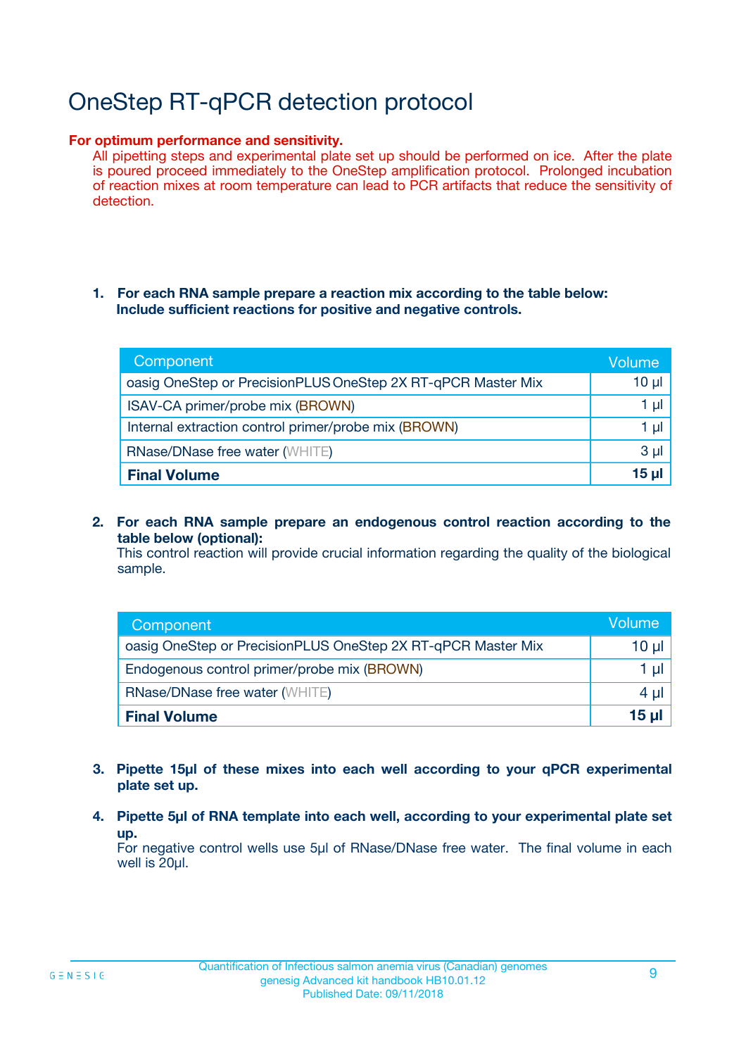# OneStep RT-qPCR detection protocol

**For optimum performance and sensitivity.**

All pipetting steps and experimental plate set up should be performed on ice. After the plate is poured proceed immediately to the OneStep amplification protocol. Prolonged incubation of reaction mixes at room temperature can lead to PCR artifacts that reduce the sensitivity of detection.

1. **For each RNA sample prepare a reaction mix according to the table below: Include sufficient reactions for positive and negative controls.**

| Component | Volume |
|---|---|
| oasig OneStep or PrecisionPLUS OneStep 2X RT-qPCR Master Mix | 10 µl |
| ISAV-CA primer/probe mix (BROWN) | 1 µl |
| Internal extraction control primer/probe mix (BROWN) | 1 µl |
| RNase/DNase free water (WHITE) | 3 µl |
| **Final Volume** | **15 µl** |

2. **For each RNA sample prepare an endogenous control reaction according to the table below (optional):**
   This control reaction will provide crucial information regarding the quality of the biological sample.

| Component | Volume |
|---|---|
| oasig OneStep or PrecisionPLUS OneStep 2X RT-qPCR Master Mix | 10 µl |
| Endogenous control primer/probe mix (BROWN) | 1 µl |
| RNase/DNase free water (WHITE) | 4 µl |
| **Final Volume** | **15 µl** |

3. **Pipette 15µl of these mixes into each well according to your qPCR experimental plate set up.**

4. **Pipette 5µl of RNA template into each well, according to your experimental plate set up.**
   For negative control wells use 5µl of RNase/DNase free water. The final volume in each well is 20µl.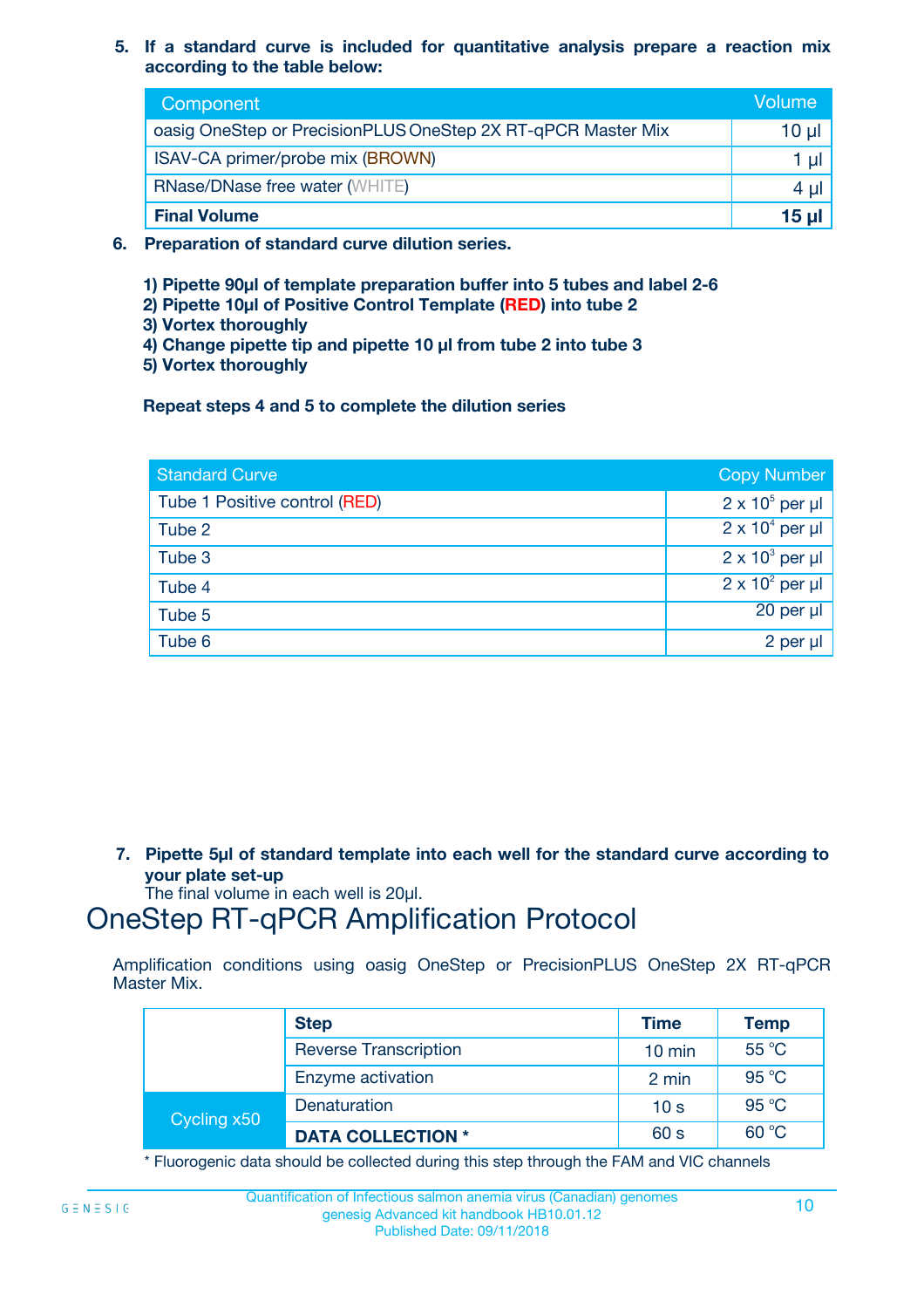5. **If a standard curve is included for quantitative analysis prepare a reaction mix according to the table below:**

| Component | Volume |
|---|---|
| oasig OneStep or PrecisionPLUS OneStep 2X RT-qPCR Master Mix | 10 µl |
| ISAV-CA primer/probe mix (BROWN) | 1 µl |
| RNase/DNase free water (WHITE) | 4 µl |
| **Final Volume** | **15 µl** |

6. **Preparation of standard curve dilution series.**

   **1) Pipette 90µl of template preparation buffer into 5 tubes and label 2-6**
   **2) Pipette 10µl of Positive Control Template (RED) into tube 2**
   **3) Vortex thoroughly**
   **4) Change pipette tip and pipette 10 µl from tube 2 into tube 3**
   **5) Vortex thoroughly**

   **Repeat steps 4 and 5 to complete the dilution series**

| Standard Curve | Copy Number |
|---|---|
| Tube 1 Positive control (RED) | $2 \times 10^5$ per µl |
| Tube 2 | $2 \times 10^4$ per µl |
| Tube 3 | $2 \times 10^3$ per µl |
| Tube 4 | $2 \times 10^2$ per µl |
| Tube 5 | 20 per µl |
| Tube 6 | 2 per µl |

7. **Pipette 5µl of standard template into each well for the standard curve according to your plate set-up**
   The final volume in each well is 20µl.

# OneStep RT-qPCR Amplification Protocol

Amplification conditions using oasig OneStep or PrecisionPLUS OneStep 2X RT-qPCR Master Mix.

| | Step | Time | Temp |
|---|---|---|---|
| | Reverse Transcription | 10 min | 55 °C |
| | Enzyme activation | 2 min | 95 °C |
| Cycling x50 | Denaturation | 10 s | 95 °C |
| | **DATA COLLECTION *** | 60 s | 60 °C |

* Fluorogenic data should be collected during this step through the FAM and VIC channels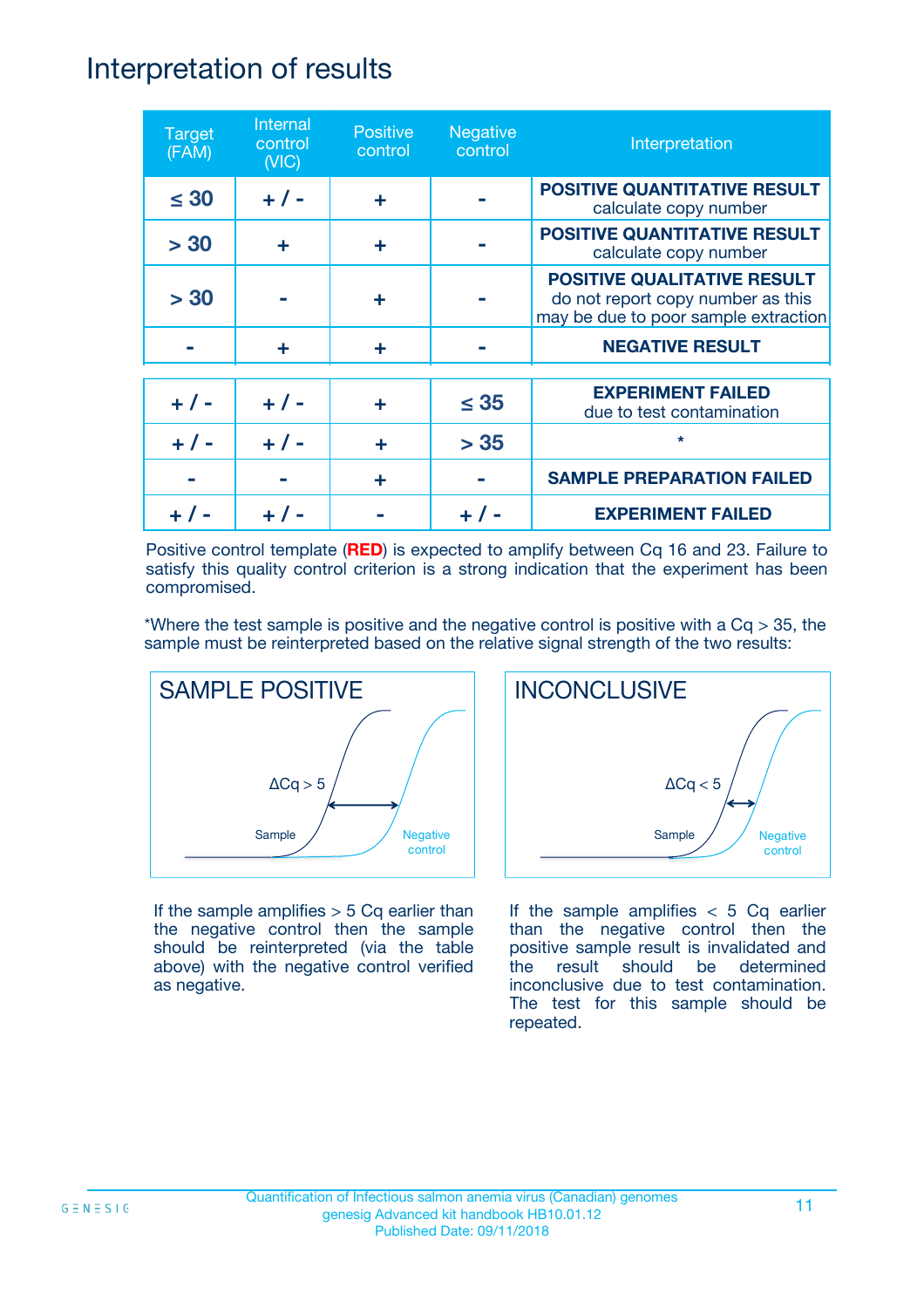# Interpretation of results

| Target (FAM) | Internal control (VIC) | Positive control | Negative control | Interpretation |
|---|---|---|---|---|
| ≤ 30 | + / - | + | - | **POSITIVE QUANTITATIVE RESULT** calculate copy number |
| > 30 | + | + | - | **POSITIVE QUANTITATIVE RESULT** calculate copy number |
| > 30 | - | + | - | **POSITIVE QUALITATIVE RESULT** do not report copy number as this may be due to poor sample extraction |
| - | + | + | - | **NEGATIVE RESULT** |
| + / - | + / - | + | ≤ 35 | **EXPERIMENT FAILED** due to test contamination |
| + / - | + / - | + | > 35 | * |
| - | - | + | - | **SAMPLE PREPARATION FAILED** |
| + / - | + / - | - | + / - | **EXPERIMENT FAILED** |

Positive control template (**RED**) is expected to amplify between Cq 16 and 23. Failure to satisfy this quality control criterion is a strong indication that the experiment has been compromised.

*Where the test sample is positive and the negative control is positive with a Cq > 35, the sample must be reinterpreted based on the relative signal strength of the two results:

**SAMPLE POSITIVE**

ΔCq > 5

Sample

Negative control

If the sample amplifies > 5 Cq earlier than the negative control then the sample should be reinterpreted (via the table above) with the negative control verified as negative.

**INCONCLUSIVE**

ΔCq < 5

Sample

Negative control

If the sample amplifies < 5 Cq earlier than the negative control then the positive sample result is invalidated and the result should be determined inconclusive due to test contamination. The test for this sample should be repeated.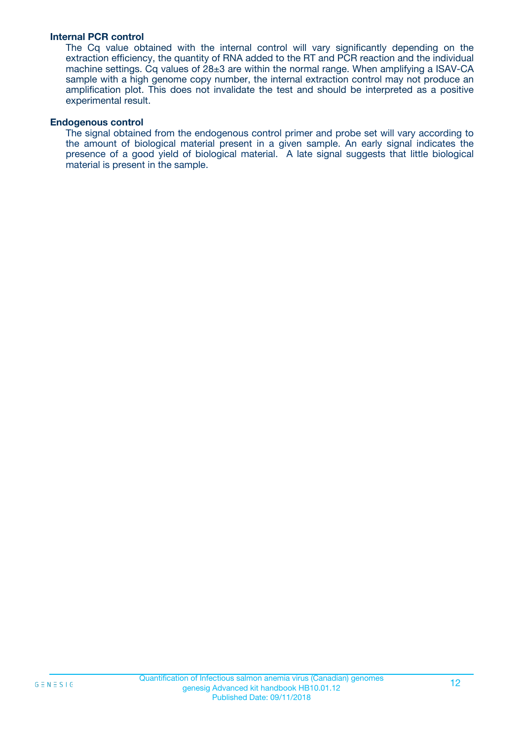### Internal PCR control

The Cq value obtained with the internal control will vary significantly depending on the extraction efficiency, the quantity of RNA added to the RT and PCR reaction and the individual machine settings. Cq values of 28±3 are within the normal range. When amplifying a ISAV-CA sample with a high genome copy number, the internal extraction control may not produce an amplification plot. This does not invalidate the test and should be interpreted as a positive experimental result.

### Endogenous control

The signal obtained from the endogenous control primer and probe set will vary according to the amount of biological material present in a given sample. An early signal indicates the presence of a good yield of biological material. A late signal suggests that little biological material is present in the sample.